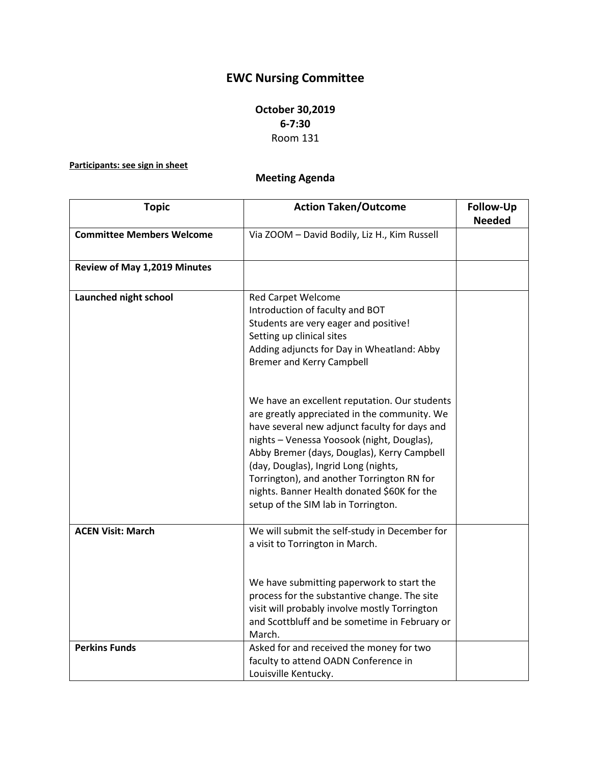# EWC Nursing Committee

**October 30,2019**
**6-7:30**
Room 131

**Participants: see sign in sheet**

## Meeting Agenda

| Topic | Action Taken/Outcome | Follow-Up Needed |
| --- | --- | --- |
| **Committee Members Welcome** | Via ZOOM – David Bodily, Liz H., Kim Russell | |
| **Review of May 1,2019 Minutes** | | |
| **Launched night school** | Red Carpet Welcome<br>Introduction of faculty and BOT<br>Students are very eager and positive!<br>Setting up clinical sites<br>Adding adjuncts for Day in Wheatland: Abby Bremer and Kerry Campbell<br><br>We have an excellent reputation. Our students are greatly appreciated in the community. We have several new adjunct faculty for days and nights – Venessa Yoosook (night, Douglas), Abby Bremer (days, Douglas), Kerry Campbell (day, Douglas), Ingrid Long (nights, Torrington), and another Torrington RN for nights. Banner Health donated $60K for the setup of the SIM lab in Torrington. | |
| **ACEN Visit: March** | We will submit the self-study in December for a visit to Torrington in March.<br><br>We have submitting paperwork to start the process for the substantive change. The site visit will probably involve mostly Torrington and Scottbluff and be sometime in February or March. | |
| **Perkins Funds** | Asked for and received the money for two faculty to attend OADN Conference in Louisville Kentucky. | |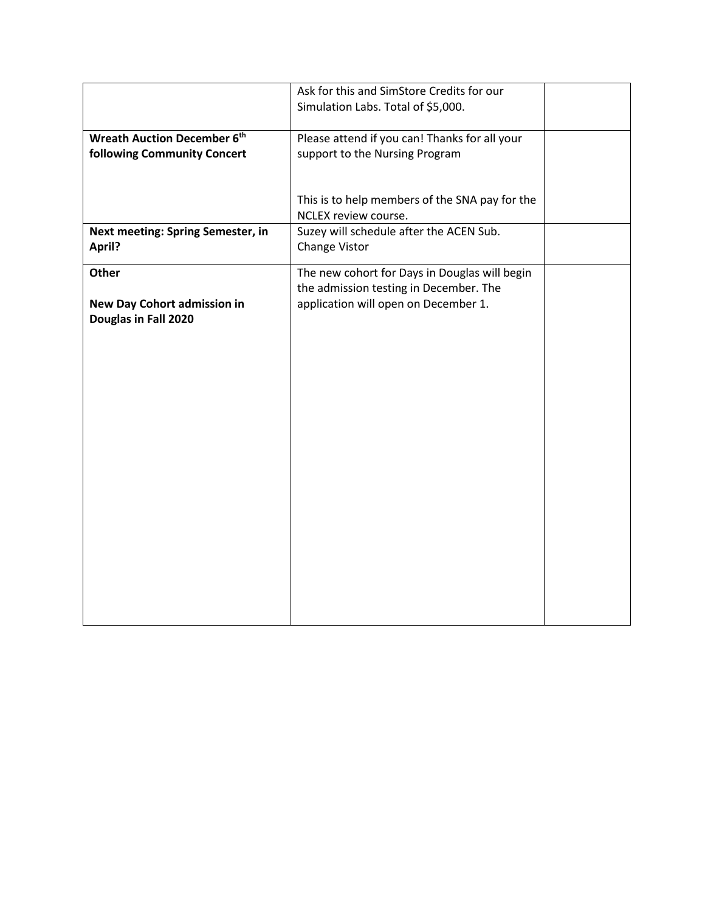| | | |
|---|---|---|
| | Ask for this and SimStore Credits for our Simulation Labs. Total of $5,000. | |
| **Wreath Auction December 6th following Community Concert** | Please attend if you can! Thanks for all your support to the Nursing Program<br><br>This is to help members of the SNA pay for the NCLEX review course. | |
| **Next meeting: Spring Semester, in April?** | Suzey will schedule after the ACEN Sub. Change Vistor | |
| **Other**<br><br>**New Day Cohort admission in Douglas in Fall 2020** | The new cohort for Days in Douglas will begin the admission testing in December. The application will open on December 1. | |